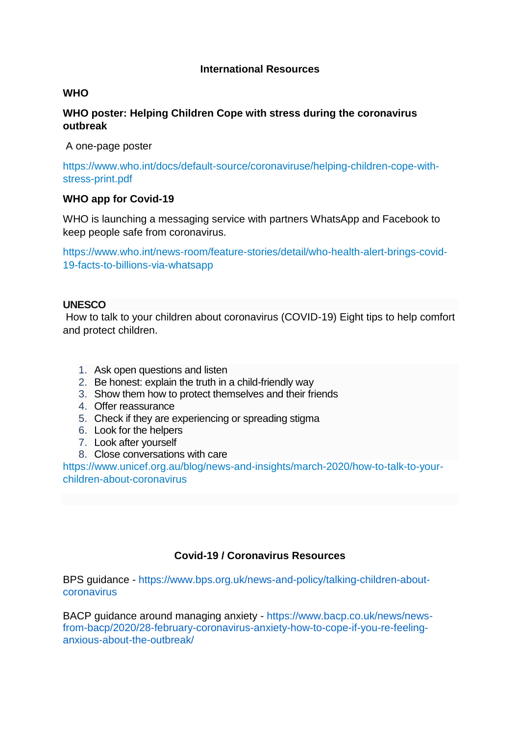## International Resources

### WHO

### WHO poster: Helping Children Cope with stress during the coronavirus outbreak

A one-page poster

https://www.who.int/docs/default-source/coronaviruse/helping-children-cope-with-stress-print.pdf

### WHO app for Covid-19

WHO is launching a messaging service with partners WhatsApp and Facebook to keep people safe from coronavirus.

https://www.who.int/news-room/feature-stories/detail/who-health-alert-brings-covid-19-facts-to-billions-via-whatsapp

### UNESCO

How to talk to your children about coronavirus (COVID-19) Eight tips to help comfort and protect children.

1. Ask open questions and listen
2. Be honest: explain the truth in a child-friendly way
3. Show them how to protect themselves and their friends
4. Offer reassurance
5. Check if they are experiencing or spreading stigma
6. Look for the helpers
7. Look after yourself
8. Close conversations with care

https://www.unicef.org.au/blog/news-and-insights/march-2020/how-to-talk-to-your-children-about-coronavirus

## Covid-19 / Coronavirus Resources

BPS guidance - https://www.bps.org.uk/news-and-policy/talking-children-about-coronavirus

BACP guidance around managing anxiety - https://www.bacp.co.uk/news/news-from-bacp/2020/28-february-coronavirus-anxiety-how-to-cope-if-you-re-feeling-anxious-about-the-outbreak/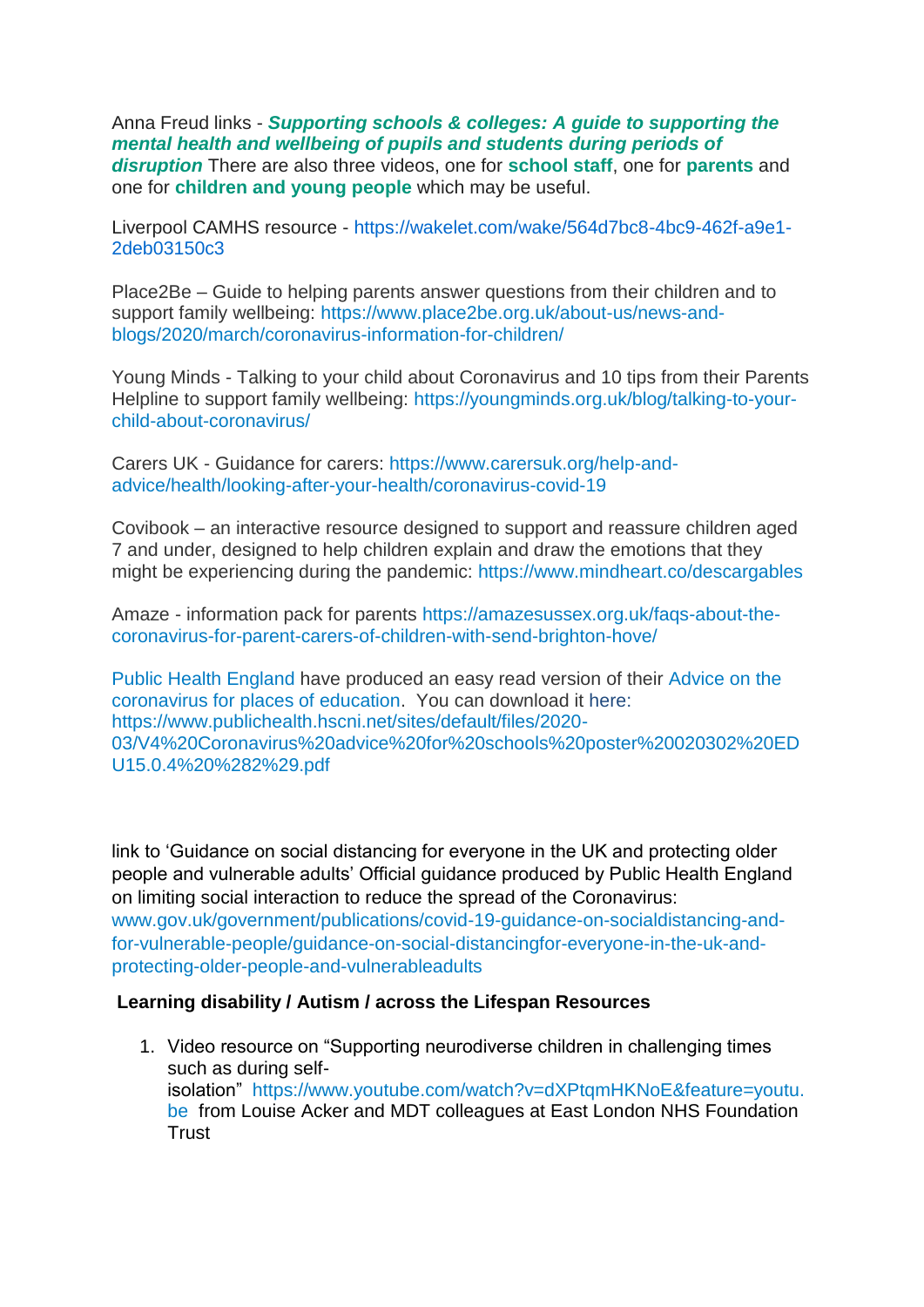Anna Freud links - ***Supporting schools & colleges: A guide to supporting the mental health and wellbeing of pupils and students during periods of disruption*** There are also three videos, one for **school staff**, one for **parents** and one for **children and young people** which may be useful.

Liverpool CAMHS resource - https://wakelet.com/wake/564d7bc8-4bc9-462f-a9e1-2deb03150c3

Place2Be – Guide to helping parents answer questions from their children and to support family wellbeing: https://www.place2be.org.uk/about-us/news-and-blogs/2020/march/coronavirus-information-for-children/

Young Minds - Talking to your child about Coronavirus and 10 tips from their Parents Helpline to support family wellbeing: https://youngminds.org.uk/blog/talking-to-your-child-about-coronavirus/

Carers UK - Guidance for carers: https://www.carersuk.org/help-and-advice/health/looking-after-your-health/coronavirus-covid-19

Covibook – an interactive resource designed to support and reassure children aged 7 and under, designed to help children explain and draw the emotions that they might be experiencing during the pandemic: https://www.mindheart.co/descargables

Amaze - information pack for parents https://amazesussex.org.uk/faqs-about-the-coronavirus-for-parent-carers-of-children-with-send-brighton-hove/

Public Health England have produced an easy read version of their Advice on the coronavirus for places of education. You can download it here: https://www.publichealth.hscni.net/sites/default/files/2020-03/V4%20Coronavirus%20advice%20for%20schools%20poster%20020302%20EDU15.0.4%20%282%29.pdf

link to 'Guidance on social distancing for everyone in the UK and protecting older people and vulnerable adults' Official guidance produced by Public Health England on limiting social interaction to reduce the spread of the Coronavirus: www.gov.uk/government/publications/covid-19-guidance-on-socialdistancing-and-for-vulnerable-people/guidance-on-social-distancingfor-everyone-in-the-uk-and-protecting-older-people-and-vulnerableadults

**Learning disability / Autism / across the Lifespan Resources**

1. Video resource on "Supporting neurodiverse children in challenging times such as during self-isolation" https://www.youtube.com/watch?v=dXPtqmHKNoE&feature=youtu.be from Louise Acker and MDT colleagues at East London NHS Foundation Trust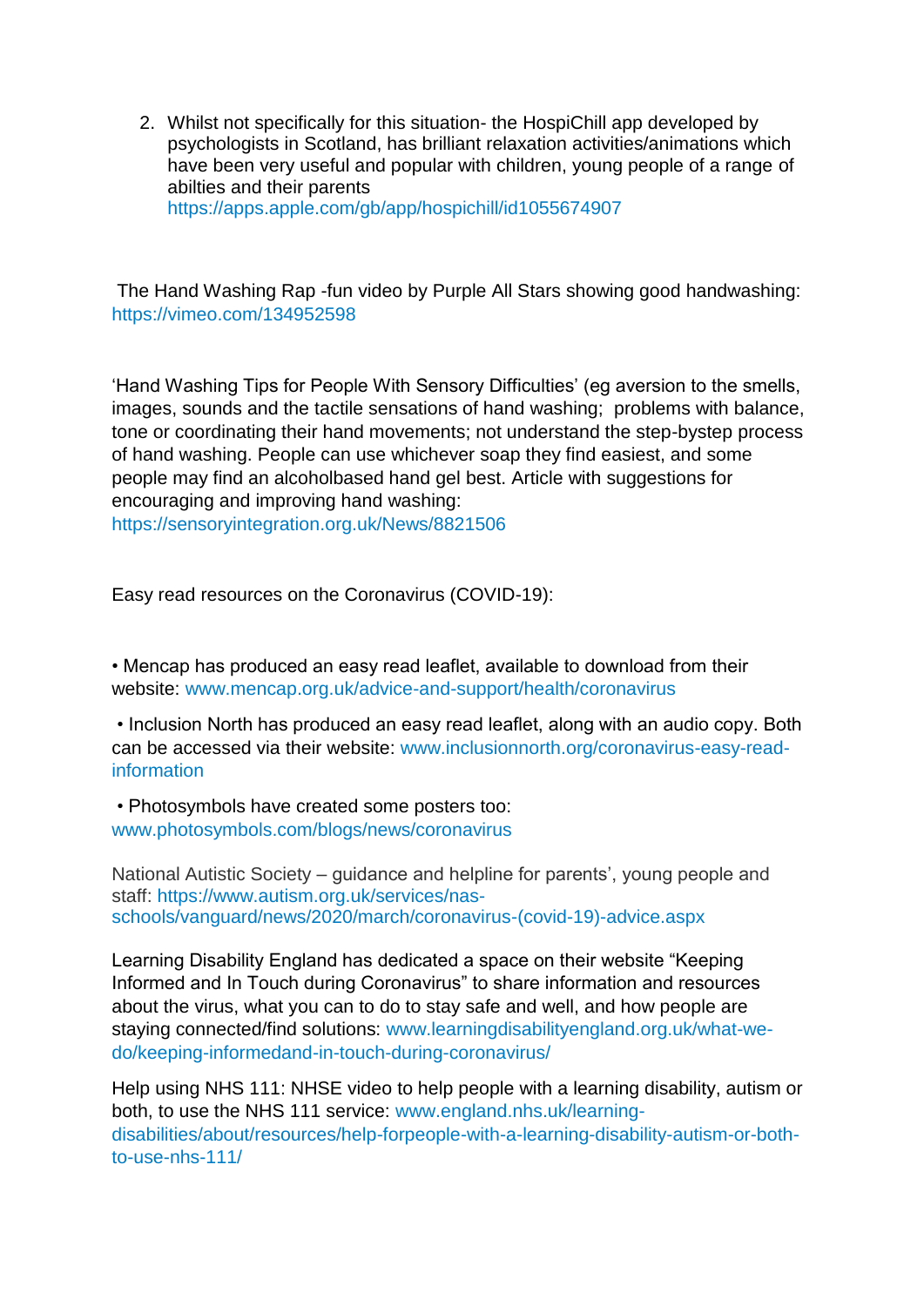2. Whilst not specifically for this situation- the HospiChill app developed by psychologists in Scotland, has brilliant relaxation activities/animations which have been very useful and popular with children, young people of a range of abilties and their parents https://apps.apple.com/gb/app/hospichill/id1055674907

The Hand Washing Rap -fun video by Purple All Stars showing good handwashing: https://vimeo.com/134952598

'Hand Washing Tips for People With Sensory Difficulties' (eg aversion to the smells, images, sounds and the tactile sensations of hand washing; problems with balance, tone or coordinating their hand movements; not understand the step-bystep process of hand washing. People can use whichever soap they find easiest, and some people may find an alcoholbased hand gel best. Article with suggestions for encouraging and improving hand washing: https://sensoryintegration.org.uk/News/8821506

Easy read resources on the Coronavirus (COVID-19):

• Mencap has produced an easy read leaflet, available to download from their website: www.mencap.org.uk/advice-and-support/health/coronavirus

• Inclusion North has produced an easy read leaflet, along with an audio copy. Both can be accessed via their website: www.inclusionnorth.org/coronavirus-easy-read-information

• Photosymbols have created some posters too: www.photosymbols.com/blogs/news/coronavirus

National Autistic Society – guidance and helpline for parents', young people and staff: https://www.autism.org.uk/services/nas-schools/vanguard/news/2020/march/coronavirus-(covid-19)-advice.aspx

Learning Disability England has dedicated a space on their website "Keeping Informed and In Touch during Coronavirus" to share information and resources about the virus, what you can to do to stay safe and well, and how people are staying connected/find solutions: www.learningdisabilityengland.org.uk/what-we-do/keeping-informedand-in-touch-during-coronavirus/

Help using NHS 111: NHSE video to help people with a learning disability, autism or both, to use the NHS 111 service: www.england.nhs.uk/learning-disabilities/about/resources/help-forpeople-with-a-learning-disability-autism-or-both-to-use-nhs-111/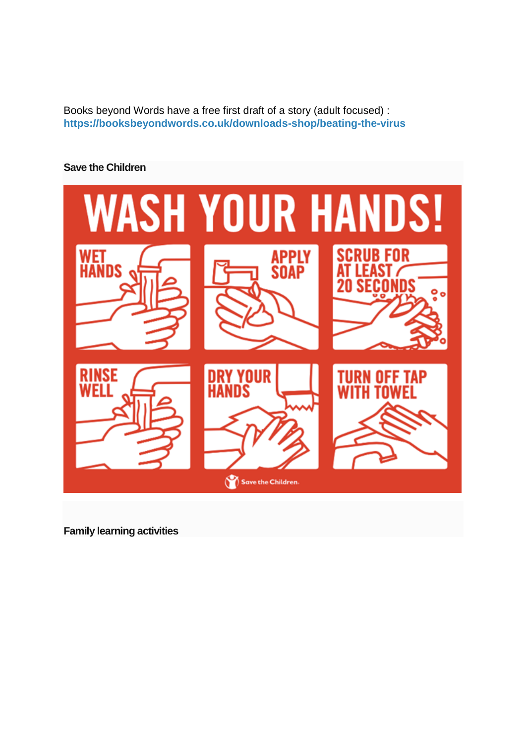Books beyond Words have a free first draft of a story (adult focused) :
**https://booksbeyondwords.co.uk/downloads-shop/beating-the-virus**

**Save the Children**

WASH YOUR HANDS!

1. WET HANDS
2. APPLY SOAP
3. SCRUB FOR AT LEAST 20 SECONDS
4. RINSE WELL
5. DRY YOUR HANDS
6. TURN OFF TAP WITH TOWEL

Save the Children.

**Family learning activities**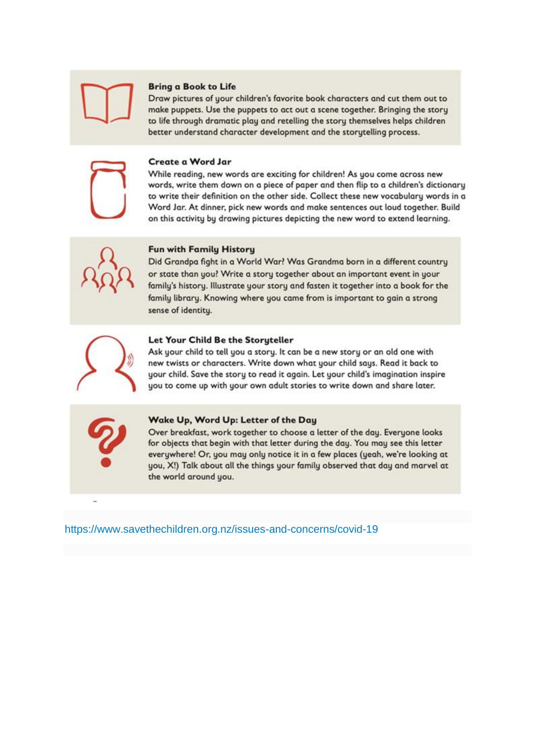### Bring a Book to Life

Draw pictures of your children's favorite book characters and cut them out to make puppets. Use the puppets to act out a scene together. Bringing the story to life through dramatic play and retelling the story themselves helps children better understand character development and the storytelling process.

### Create a Word Jar

While reading, new words are exciting for children! As you come across new words, write them down on a piece of paper and then flip to a children's dictionary to write their definition on the other side. Collect these new vocabulary words in a Word Jar. At dinner, pick new words and make sentences out loud together. Build on this activity by drawing pictures depicting the new word to extend learning.

### Fun with Family History

Did Grandpa fight in a World War? Was Grandma born in a different country or state than you? Write a story together about an important event in your family's history. Illustrate your story and fasten it together into a book for the family library. Knowing where you came from is important to gain a strong sense of identity.

### Let Your Child Be the Storyteller

Ask your child to tell you a story. It can be a new story or an old one with new twists or characters. Write down what your child says. Read it back to your child. Save the story to read it again. Let your child's imagination inspire you to come up with your own adult stories to write down and share later.

### Wake Up, Word Up: Letter of the Day

Over breakfast, work together to choose a letter of the day. Everyone looks for objects that begin with that letter during the day. You may see this letter everywhere! Or, you may only notice it in a few places (yeah, we're looking at you, X!) Talk about all the things your family observed that day and marvel at the world around you.

https://www.savethechildren.org.nz/issues-and-concerns/covid-19